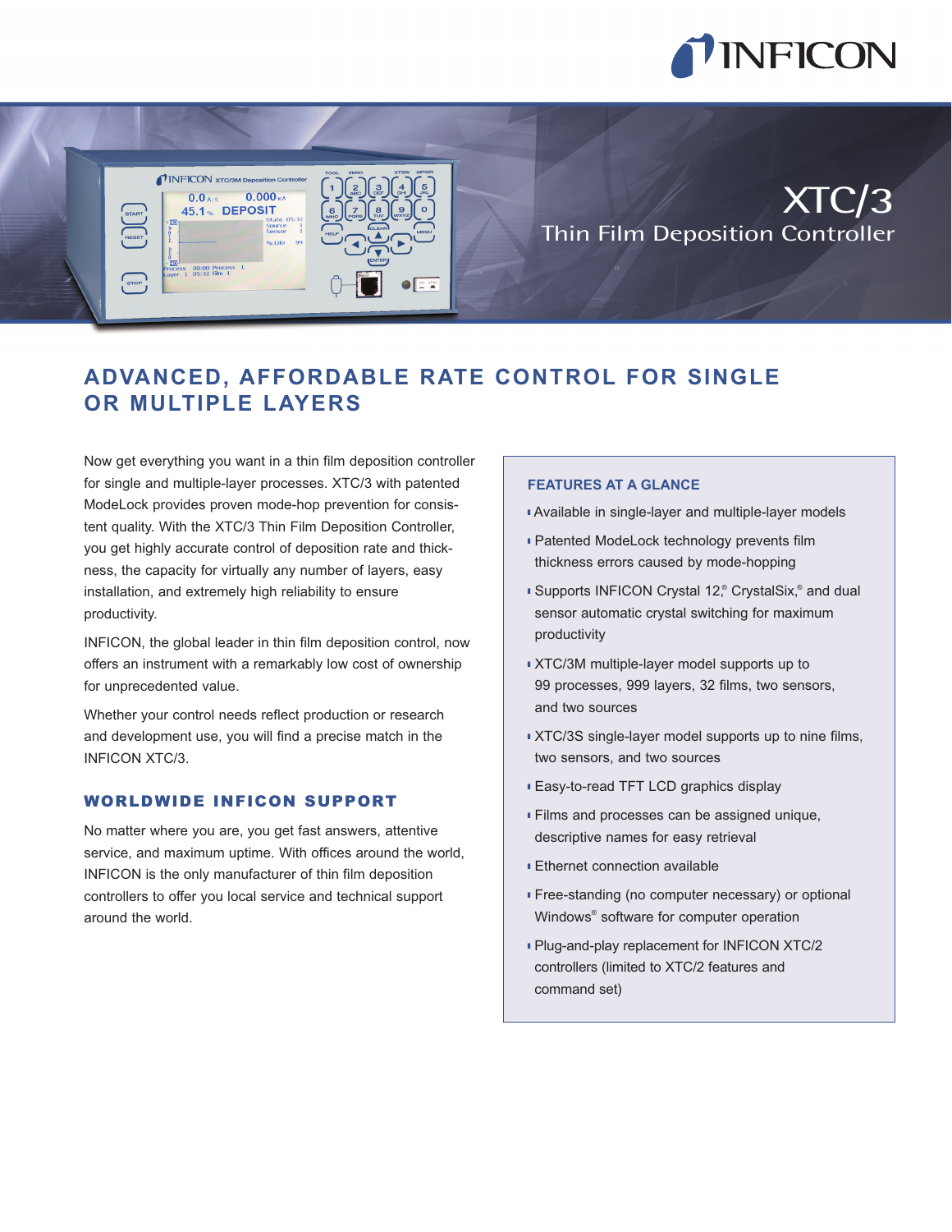# XTC/3

## Thin Film Deposition Controller

## ADVANCED, AFFORDABLE RATE CONTROL FOR SINGLE OR MULTIPLE LAYERS

Now get everything you want in a thin film deposition controller for single and multiple-layer processes. XTC/3 with patented ModeLock provides proven mode-hop prevention for consistent quality. With the XTC/3 Thin Film Deposition Controller, you get highly accurate control of deposition rate and thickness, the capacity for virtually any number of layers, easy installation, and extremely high reliability to ensure productivity.

INFICON, the global leader in thin film deposition control, now offers an instrument with a remarkably low cost of ownership for unprecedented value.

Whether your control needs reflect production or research and development use, you will find a precise match in the INFICON XTC/3.

### WORLDWIDE INFICON SUPPORT

No matter where you are, you get fast answers, attentive service, and maximum uptime. With offices around the world, INFICON is the only manufacturer of thin film deposition controllers to offer you local service and technical support around the world.

### FEATURES AT A GLANCE

- Available in single-layer and multiple-layer models
- Patented ModeLock technology prevents film thickness errors caused by mode-hopping
- Supports INFICON Crystal 12,® CrystalSix,® and dual sensor automatic crystal switching for maximum productivity
- XTC/3M multiple-layer model supports up to 99 processes, 999 layers, 32 films, two sensors, and two sources
- XTC/3S single-layer model supports up to nine films, two sensors, and two sources
- Easy-to-read TFT LCD graphics display
- Films and processes can be assigned unique, descriptive names for easy retrieval
- Ethernet connection available
- Free-standing (no computer necessary) or optional Windows® software for computer operation
- Plug-and-play replacement for INFICON XTC/2 controllers (limited to XTC/2 features and command set)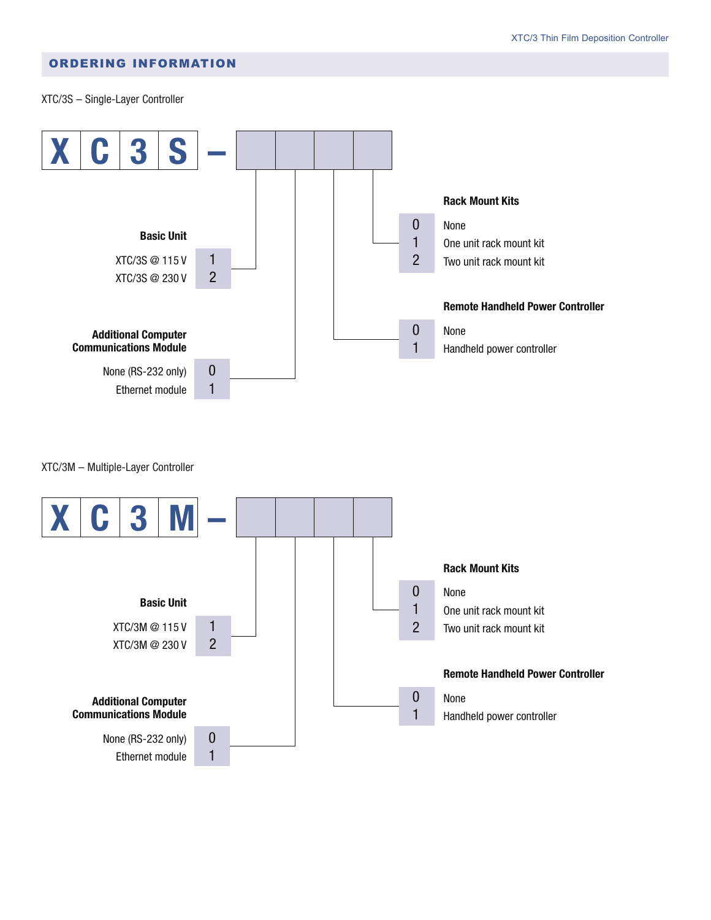## ORDERING INFORMATION

XTC/3S – Single-Layer Controller

**X C 3 S –** [ ] [ ] [ ] [ ]

**Basic Unit**

| Description | Code |
|---|---|
| XTC/3S @ 115 V | 1 |
| XTC/3S @ 230 V | 2 |

**Additional Computer Communications Module**

| Description | Code |
|---|---|
| None (RS-232 only) | 0 |
| Ethernet module | 1 |

**Remote Handheld Power Controller**

| Code | Description |
|---|---|
| 0 | None |
| 1 | Handheld power controller |

**Rack Mount Kits**

| Code | Description |
|---|---|
| 0 | None |
| 1 | One unit rack mount kit |
| 2 | Two unit rack mount kit |

XTC/3M – Multiple-Layer Controller

**X C 3 M –** [ ] [ ] [ ] [ ]

**Basic Unit**

| Description | Code |
|---|---|
| XTC/3M @ 115 V | 1 |
| XTC/3M @ 230 V | 2 |

**Additional Computer Communications Module**

| Description | Code |
|---|---|
| None (RS-232 only) | 0 |
| Ethernet module | 1 |

**Remote Handheld Power Controller**

| Code | Description |
|---|---|
| 0 | None |
| 1 | Handheld power controller |

**Rack Mount Kits**

| Code | Description |
|---|---|
| 0 | None |
| 1 | One unit rack mount kit |
| 2 | Two unit rack mount kit |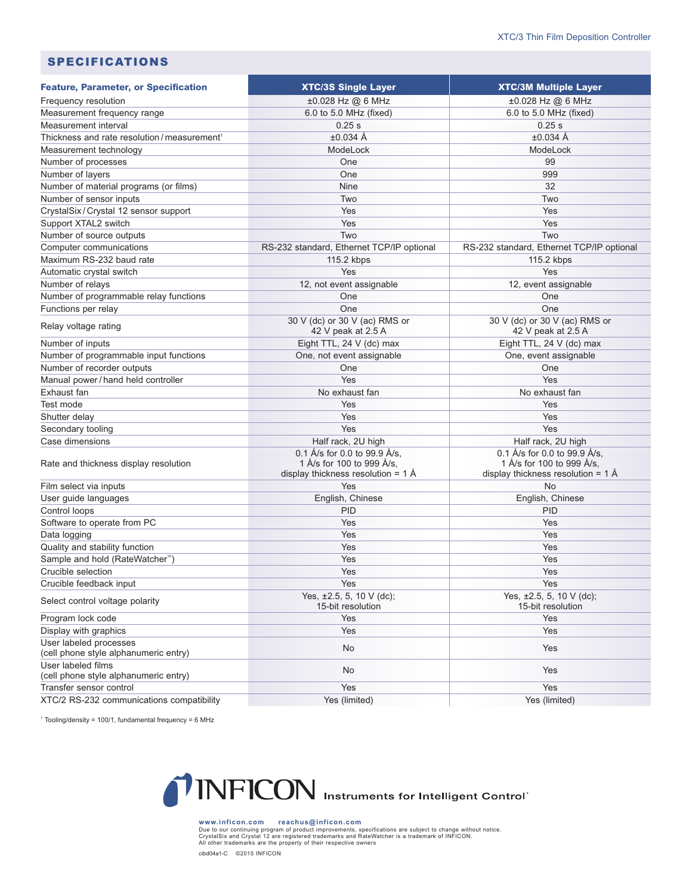## SPECIFICATIONS

| Feature, Parameter, or Specification | XTC/3S Single Layer | XTC/3M Multiple Layer |
|---|---|---|
| Frequency resolution | ±0.028 Hz @ 6 MHz | ±0.028 Hz @ 6 MHz |
| Measurement frequency range | 6.0 to 5.0 MHz (fixed) | 6.0 to 5.0 MHz (fixed) |
| Measurement interval | 0.25 s | 0.25 s |
| Thickness and rate resolution / measurement[1] | ±0.034 Å | ±0.034 Å |
| Measurement technology | ModeLock | ModeLock |
| Number of processes | One | 99 |
| Number of layers | One | 999 |
| Number of material programs (or films) | Nine | 32 |
| Number of sensor inputs | Two | Two |
| CrystalSix / Crystal 12 sensor support | Yes | Yes |
| Support XTAL2 switch | Yes | Yes |
| Number of source outputs | Two | Two |
| Computer communications | RS-232 standard, Ethernet TCP/IP optional | RS-232 standard, Ethernet TCP/IP optional |
| Maximum RS-232 baud rate | 115.2 kbps | 115.2 kbps |
| Automatic crystal switch | Yes | Yes |
| Number of relays | 12, not event assignable | 12, event assignable |
| Number of programmable relay functions | One | One |
| Functions per relay | One | One |
| Relay voltage rating | 30 V (dc) or 30 V (ac) RMS or 42 V peak at 2.5 A | 30 V (dc) or 30 V (ac) RMS or 42 V peak at 2.5 A |
| Number of inputs | Eight TTL, 24 V (dc) max | Eight TTL, 24 V (dc) max |
| Number of programmable input functions | One, not event assignable | One, event assignable |
| Number of recorder outputs | One | One |
| Manual power / hand held controller | Yes | Yes |
| Exhaust fan | No exhaust fan | No exhaust fan |
| Test mode | Yes | Yes |
| Shutter delay | Yes | Yes |
| Secondary tooling | Yes | Yes |
| Case dimensions | Half rack, 2U high | Half rack, 2U high |
| Rate and thickness display resolution | 0.1 Å/s for 0.0 to 99.9 Å/s, 1 Å/s for 100 to 999 Å/s, display thickness resolution = 1 Å | 0.1 Å/s for 0.0 to 99.9 Å/s, 1 Å/s for 100 to 999 Å/s, display thickness resolution = 1 Å |
| Film select via inputs | Yes | No |
| User guide languages | English, Chinese | English, Chinese |
| Control loops | PID | PID |
| Software to operate from PC | Yes | Yes |
| Data logging | Yes | Yes |
| Quality and stability function | Yes | Yes |
| Sample and hold (RateWatcher™) | Yes | Yes |
| Crucible selection | Yes | Yes |
| Crucible feedback input | Yes | Yes |
| Select control voltage polarity | Yes, ±2.5, 5, 10 V (dc); 15-bit resolution | Yes, ±2.5, 5, 10 V (dc); 15-bit resolution |
| Program lock code | Yes | Yes |
| Display with graphics | Yes | Yes |
| User labeled processes (cell phone style alphanumeric entry) | No | Yes |
| User labeled films (cell phone style alphanumeric entry) | No | Yes |
| Transfer sensor control | Yes | Yes |
| XTC/2 RS-232 communications compatibility | Yes (limited) | Yes (limited) |

[1] Tooling/density = 100/1, fundamental frequency = 6 MHz

INFICON Instruments for Intelligent Control®

www.inficon.com reachus@inficon.com

Due to our continuing program of product improvements, specifications are subject to change without notice.
CrystalSix and Crystal 12 are registered trademarks and RateWatcher is a trademark of INFICON.
All other trademarks are the property of their respective owners

cibd04a1-C ©2015 INFICON